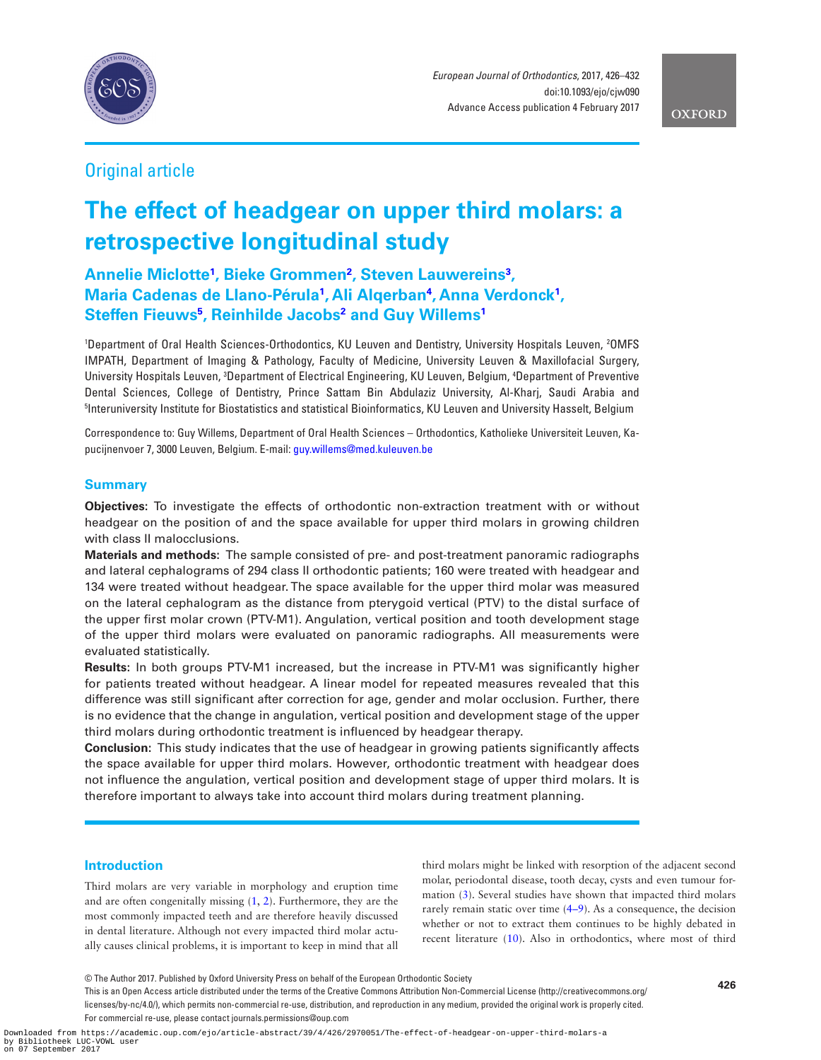Original article

# The effect of headgear on upper third molars: a retrospective longitudinal study

**Annelie Miclotte[1], Bieke Grommen[2], Steven Lauwereins[3], Maria Cadenas de Llano-Pérula[1], Ali Alqerban[4], Anna Verdonck[1], Steffen Fieuws[5], Reinhilde Jacobs[2] and Guy Willems[1]**

[1]Department of Oral Health Sciences-Orthodontics, KU Leuven and Dentistry, University Hospitals Leuven, [2]OMFS IMPATH, Department of Imaging & Pathology, Faculty of Medicine, University Leuven & Maxillofacial Surgery, University Hospitals Leuven, [3]Department of Electrical Engineering, KU Leuven, Belgium, [4]Department of Preventive Dental Sciences, College of Dentistry, Prince Sattam Bin Abdulaziz University, Al-Kharj, Saudi Arabia and [5]Interuniversity Institute for Biostatistics and statistical Bioinformatics, KU Leuven and University Hasselt, Belgium

Correspondence to: Guy Willems, Department of Oral Health Sciences – Orthodontics, Katholieke Universiteit Leuven, Kapucijnenvoer 7, 3000 Leuven, Belgium. E-mail: guy.willems@med.kuleuven.be

## Summary

**Objectives:** To investigate the effects of orthodontic non-extraction treatment with or without headgear on the position of and the space available for upper third molars in growing children with class II malocclusions.

**Materials and methods:** The sample consisted of pre- and post-treatment panoramic radiographs and lateral cephalograms of 294 class II orthodontic patients; 160 were treated with headgear and 134 were treated without headgear. The space available for the upper third molar was measured on the lateral cephalogram as the distance from pterygoid vertical (PTV) to the distal surface of the upper first molar crown (PTV-M1). Angulation, vertical position and tooth development stage of the upper third molars were evaluated on panoramic radiographs. All measurements were evaluated statistically.

**Results:** In both groups PTV-M1 increased, but the increase in PTV-M1 was significantly higher for patients treated without headgear. A linear model for repeated measures revealed that this difference was still significant after correction for age, gender and molar occlusion. Further, there is no evidence that the change in angulation, vertical position and development stage of the upper third molars during orthodontic treatment is influenced by headgear therapy.

**Conclusion:** This study indicates that the use of headgear in growing patients significantly affects the space available for upper third molars. However, orthodontic treatment with headgear does not influence the angulation, vertical position and development stage of upper third molars. It is therefore important to always take into account third molars during treatment planning.

## Introduction

Third molars are very variable in morphology and eruption time and are often congenitally missing (1, 2). Furthermore, they are the most commonly impacted teeth and are therefore heavily discussed in dental literature. Although not every impacted third molar actually causes clinical problems, it is important to keep in mind that all third molars might be linked with resorption of the adjacent second molar, periodontal disease, tooth decay, cysts and even tumour formation (3). Several studies have shown that impacted third molars rarely remain static over time (4–9). As a consequence, the decision whether or not to extract them continues to be highly debated in recent literature (10). Also in orthodontics, where most of third

© The Author 2017. Published by Oxford University Press on behalf of the European Orthodontic Society
This is an Open Access article distributed under the terms of the Creative Commons Attribution Non-Commercial License (http://creativecommons.org/licenses/by-nc/4.0/), which permits non-commercial re-use, distribution, and reproduction in any medium, provided the original work is properly cited. For commercial re-use, please contact journals.permissions@oup.com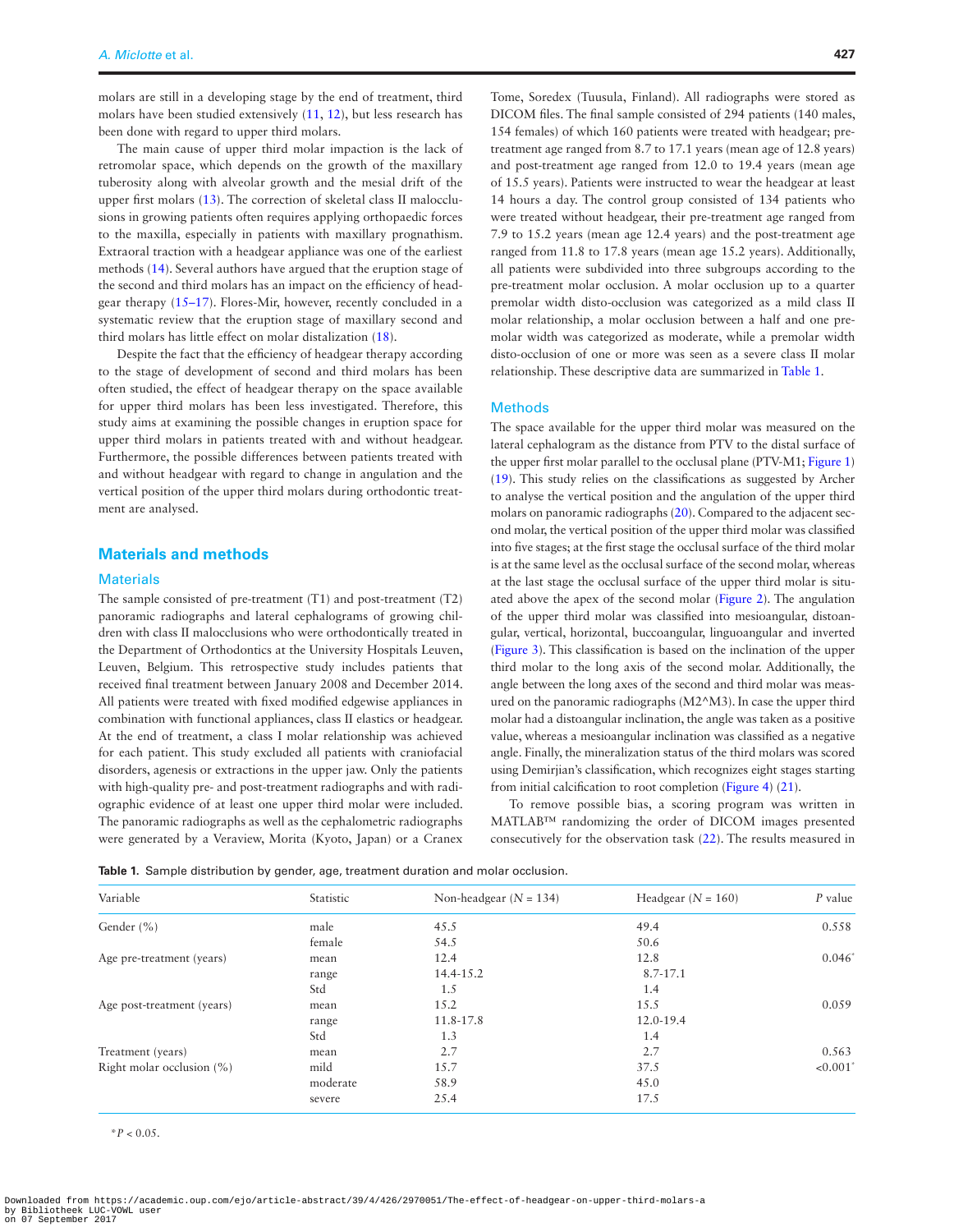molars are still in a developing stage by the end of treatment, third molars have been studied extensively (11, 12), but less research has been done with regard to upper third molars.

The main cause of upper third molar impaction is the lack of retromolar space, which depends on the growth of the maxillary tuberosity along with alveolar growth and the mesial drift of the upper first molars (13). The correction of skeletal class II malocclusions in growing patients often requires applying orthopaedic forces to the maxilla, especially in patients with maxillary prognathism. Extraoral traction with a headgear appliance was one of the earliest methods (14). Several authors have argued that the eruption stage of the second and third molars has an impact on the efficiency of headgear therapy (15–17). Flores-Mir, however, recently concluded in a systematic review that the eruption stage of maxillary second and third molars has little effect on molar distalization (18).

Despite the fact that the efficiency of headgear therapy according to the stage of development of second and third molars has been often studied, the effect of headgear therapy on the space available for upper third molars has been less investigated. Therefore, this study aims at examining the possible changes in eruption space for upper third molars in patients treated with and without headgear. Furthermore, the possible differences between patients treated with and without headgear with regard to change in angulation and the vertical position of the upper third molars during orthodontic treatment are analysed.

## Materials and methods

### Materials

The sample consisted of pre-treatment (T1) and post-treatment (T2) panoramic radiographs and lateral cephalograms of growing children with class II malocclusions who were orthodontically treated in the Department of Orthodontics at the University Hospitals Leuven, Leuven, Belgium. This retrospective study includes patients that received final treatment between January 2008 and December 2014. All patients were treated with fixed modified edgewise appliances in combination with functional appliances, class II elastics or headgear. At the end of treatment, a class I molar relationship was achieved for each patient. This study excluded all patients with craniofacial disorders, agenesis or extractions in the upper jaw. Only the patients with high-quality pre- and post-treatment radiographs and with radiographic evidence of at least one upper third molar were included. The panoramic radiographs as well as the cephalometric radiographs were generated by a Veraview, Morita (Kyoto, Japan) or a Cranex Tome, Soredex (Tuusula, Finland). All radiographs were stored as DICOM files. The final sample consisted of 294 patients (140 males, 154 females) of which 160 patients were treated with headgear; pre-treatment age ranged from 8.7 to 17.1 years (mean age of 12.8 years) and post-treatment age ranged from 12.0 to 19.4 years (mean age of 15.5 years). Patients were instructed to wear the headgear at least 14 hours a day. The control group consisted of 134 patients who were treated without headgear, their pre-treatment age ranged from 7.9 to 15.2 years (mean age 12.4 years) and the post-treatment age ranged from 11.8 to 17.8 years (mean age 15.2 years). Additionally, all patients were subdivided into three subgroups according to the pre-treatment molar occlusion. A molar occlusion up to a quarter premolar width disto-occlusion was categorized as a mild class II molar relationship, a molar occlusion between a half and one premolar width was categorized as moderate, while a premolar width disto-occlusion of one or more was seen as a severe class II molar relationship. These descriptive data are summarized in Table 1.

### Methods

The space available for the upper third molar was measured on the lateral cephalogram as the distance from PTV to the distal surface of the upper first molar parallel to the occlusal plane (PTV-M1; Figure 1) (19). This study relies on the classifications as suggested by Archer to analyse the vertical position and the angulation of the upper third molars on panoramic radiographs (20). Compared to the adjacent second molar, the vertical position of the upper third molar was classified into five stages; at the first stage the occlusal surface of the third molar is at the same level as the occlusal surface of the second molar, whereas at the last stage the occlusal surface of the upper third molar is situated above the apex of the second molar (Figure 2). The angulation of the upper third molar was classified into mesioangular, distoangular, vertical, horizontal, buccoangular, linguoangular and inverted (Figure 3). This classification is based on the inclination of the upper third molar to the long axis of the second molar. Additionally, the angle between the long axes of the second and third molar was measured on the panoramic radiographs (M2^M3). In case the upper third molar had a distoangular inclination, the angle was taken as a positive value, whereas a mesioangular inclination was classified as a negative angle. Finally, the mineralization status of the third molars was scored using Demirjian's classification, which recognizes eight stages starting from initial calcification to root completion (Figure 4) (21).

To remove possible bias, a scoring program was written in MATLAB™ randomizing the order of DICOM images presented consecutively for the observation task (22). The results measured in

**Table 1.** Sample distribution by gender, age, treatment duration and molar occlusion.

| Variable | Statistic | Non-headgear ($N$ = 134) | Headgear ($N$ = 160) | $P$ value |
|---|---|---|---|---|
| Gender (%) | male | 45.5 | 49.4 | 0.558 |
| | female | 54.5 | 50.6 | |
| Age pre-treatment (years) | mean | 12.4 | 12.8 | 0.046* |
| | range | 14.4-15.2 | 8.7-17.1 | |
| | Std | 1.5 | 1.4 | |
| Age post-treatment (years) | mean | 15.2 | 15.5 | 0.059 |
| | range | 11.8-17.8 | 12.0-19.4 | |
| | Std | 1.3 | 1.4 | |
| Treatment (years) | mean | 2.7 | 2.7 | 0.563 |
| Right molar occlusion (%) | mild | 15.7 | 37.5 | <0.001* |
| | moderate | 58.9 | 45.0 | |
| | severe | 25.4 | 17.5 | |

*$P$ < 0.05.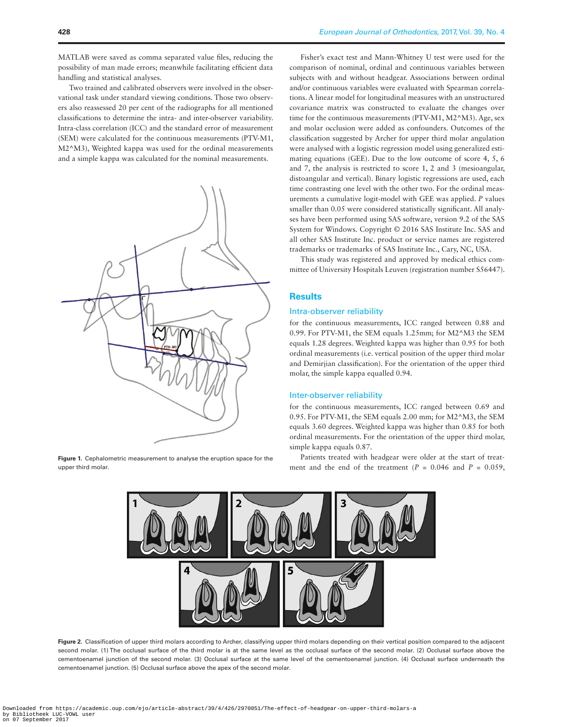MATLAB were saved as comma separated value files, reducing the possibility of man made errors; meanwhile facilitating efficient data handling and statistical analyses.

Two trained and calibrated observers were involved in the observational task under standard viewing conditions. Those two observers also reassessed 20 per cent of the radiographs for all mentioned classifications to determine the intra- and inter-observer variability. Intra-class correlation (ICC) and the standard error of measurement (SEM) were calculated for the continuous measurements (PTV-M1, M2^M3), Weighted kappa was used for the ordinal measurements and a simple kappa was calculated for the nominal measurements.

Figure 1. Cephalometric measurement to analyse the eruption space for the upper third molar.

Fisher's exact test and Mann-Whitney U test were used for the comparison of nominal, ordinal and continuous variables between subjects with and without headgear. Associations between ordinal and/or continuous variables were evaluated with Spearman correlations. A linear model for longitudinal measures with an unstructured covariance matrix was constructed to evaluate the changes over time for the continuous measurements (PTV-M1, M2^M3). Age, sex and molar occlusion were added as confounders. Outcomes of the classification suggested by Archer for upper third molar angulation were analysed with a logistic regression model using generalized estimating equations (GEE). Due to the low outcome of score 4, 5, 6 and 7, the analysis is restricted to score 1, 2 and 3 (mesioangular, distoangular and vertical). Binary logistic regressions are used, each time contrasting one level with the other two. For the ordinal measurements a cumulative logit-model with GEE was applied. *P* values smaller than 0.05 were considered statistically significant. All analyses have been performed using SAS software, version 9.2 of the SAS System for Windows. Copyright © 2016 SAS Institute Inc. SAS and all other SAS Institute Inc. product or service names are registered trademarks or trademarks of SAS Institute Inc., Cary, NC, USA.

This study was registered and approved by medical ethics committee of University Hospitals Leuven (registration number S56447).

## Results

### Intra-observer reliability

for the continuous measurements, ICC ranged between 0.88 and 0.99. For PTV-M1, the SEM equals 1.25mm; for M2^M3 the SEM equals 1.28 degrees. Weighted kappa was higher than 0.95 for both ordinal measurements (i.e. vertical position of the upper third molar and Demirjian classification). For the orientation of the upper third molar, the simple kappa equalled 0.94.

### Inter-observer reliability

for the continuous measurements, ICC ranged between 0.69 and 0.95. For PTV-M1, the SEM equals 2.00 mm; for M2^M3, the SEM equals 3.60 degrees. Weighted kappa was higher than 0.85 for both ordinal measurements. For the orientation of the upper third molar, simple kappa equals 0.87.

Patients treated with headgear were older at the start of treatment and the end of the treatment ($P$ = 0.046 and $P$ = 0.059,

Figure 2. Classification of upper third molars according to Archer, classifying upper third molars depending on their vertical position compared to the adjacent second molar. (1) The occlusal surface of the third molar is at the same level as the occlusal surface of the second molar. (2) Occlusal surface above the cementoenamel junction of the second molar. (3) Occlusal surface at the same level of the cementoenamel junction. (4) Occlusal surface underneath the cementoenamel junction. (5) Occlusal surface above the apex of the second molar.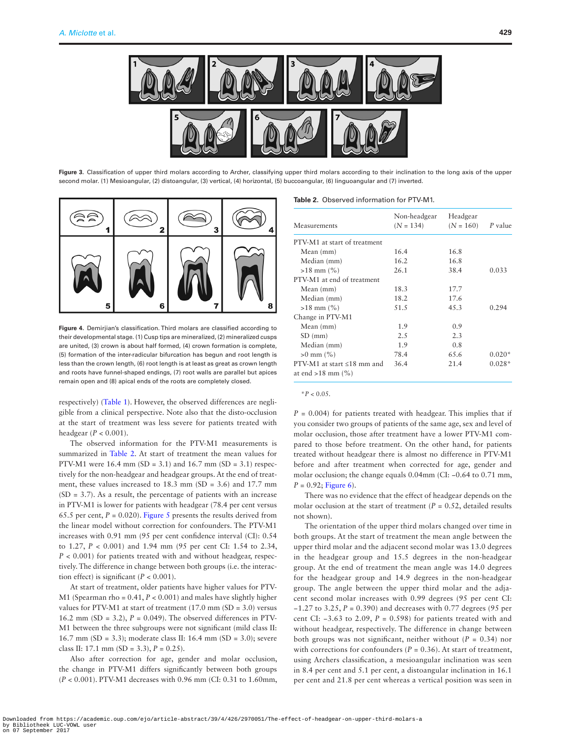Figure 3. Classification of upper third molars according to Archer, classifying upper third molars according to their inclination to the long axis of the upper second molar. (1) Mesioangular, (2) distoangular, (3) vertical, (4) horizontal, (5) buccoangular, (6) linguoangular and (7) inverted.

Figure 4. Demirjian's classification. Third molars are classified according to their developmental stage. (1) Cusp tips are mineralized, (2) mineralized cusps are united, (3) crown is about half formed, (4) crown formation is complete, (5) formation of the inter-radicular bifurcation has begun and root length is less than the crown length, (6) root length is at least as great as crown length and roots have funnel-shaped endings, (7) root walls are parallel but apices remain open and (8) apical ends of the roots are completely closed.

respectively) (Table 1). However, the observed differences are negligible from a clinical perspective. Note also that the disto-occlusion at the start of treatment was less severe for patients treated with headgear ($P < 0.001$).

The observed information for the PTV-M1 measurements is summarized in Table 2. At start of treatment the mean values for PTV-M1 were 16.4 mm (SD = 3.1) and 16.7 mm (SD = 3.1) respectively for the non-headgear and headgear groups. At the end of treatment, these values increased to 18.3 mm (SD = 3.6) and 17.7 mm (SD = 3.7). As a result, the percentage of patients with an increase in PTV-M1 is lower for patients with headgear (78.4 per cent versus 65.5 per cent, $P = 0.020$). Figure 5 presents the results derived from the linear model without correction for confounders. The PTV-M1 increases with 0.91 mm (95 per cent confidence interval (CI): 0.54 to 1.27, $P < 0.001$) and 1.94 mm (95 per cent CI: 1.54 to 2.34, $P < 0.001$) for patients treated with and without headgear, respectively. The difference in change between both groups (i.e. the interaction effect) is significant ($P < 0.001$).

At start of treatment, older patients have higher values for PTV-M1 (Spearman rho = 0.41, $P < 0.001$) and males have slightly higher values for PTV-M1 at start of treatment (17.0 mm (SD = 3.0) versus 16.2 mm (SD = 3.2), $P = 0.049$). The observed differences in PTV-M1 between the three subgroups were not significant (mild class II: 16.7 mm (SD = 3.3); moderate class II: 16.4 mm (SD = 3.0); severe class II: 17.1 mm (SD = 3.3), $P = 0.25$).

Also after correction for age, gender and molar occlusion, the change in PTV-M1 differs significantly between both groups ($P < 0.001$). PTV-M1 decreases with 0.96 mm (CI: 0.31 to 1.60mm, $P = 0.004$) for patients treated with headgear. This implies that if you consider two groups of patients of the same age, sex and level of molar occlusion, those after treatment have a lower PTV-M1 compared to those before treatment. On the other hand, for patients treated without headgear there is almost no difference in PTV-M1 before and after treatment when corrected for age, gender and molar occlusion; the change equals 0.04mm (CI: −0.64 to 0.71 mm, $P = 0.92$; Figure 6).

There was no evidence that the effect of headgear depends on the molar occlusion at the start of treatment ($P = 0.52$, detailed results not shown).

The orientation of the upper third molars changed over time in both groups. At the start of treatment the mean angle between the upper third molar and the adjacent second molar was 13.0 degrees in the headgear group and 15.5 degrees in the non-headgear group. At the end of treatment the mean angle was 14.0 degrees for the headgear group and 14.9 degrees in the non-headgear group. The angle between the upper third molar and the adjacent second molar increases with 0.99 degrees (95 per cent CI: −1.27 to 3.25, $P = 0.390$) and decreases with 0.77 degrees (95 per cent CI: −3.63 to 2.09, $P = 0.598$) for patients treated with and without headgear, respectively. The difference in change between both groups was not significant, neither without ($P = 0.34$) nor with corrections for confounders ($P = 0.36$). At start of treatment, using Archers classification, a mesioangular inclination was seen in 8.4 per cent and 5.1 per cent, a distoangular inclination in 16.1 per cent and 21.8 per cent whereas a vertical position was seen in

Table 2. Observed information for PTV-M1.

| Measurements | Non-headgear (N = 134) | Headgear (N = 160) | P value |
|---|---|---|---|
| PTV-M1 at start of treatment | | | |
| Mean (mm) | 16.4 | 16.8 | |
| Median (mm) | 16.2 | 16.8 | |
| >18 mm (%) | 26.1 | 38.4 | 0.033 |
| PTV-M1 at end of treatment | | | |
| Mean (mm) | 18.3 | 17.7 | |
| Median (mm) | 18.2 | 17.6 | |
| >18 mm (%) | 51.5 | 45.3 | 0.294 |
| Change in PTV-M1 | | | |
| Mean (mm) | 1.9 | 0.9 | |
| SD (mm) | 2.5 | 2.3 | |
| Median (mm) | 1.9 | 0.8 | |
| >0 mm (%) | 78.4 | 65.6 | 0.020* |
| PTV-M1 at start ≤18 mm and at end >18 mm (%) | 36.4 | 21.4 | 0.028* |

*$P < 0.05$.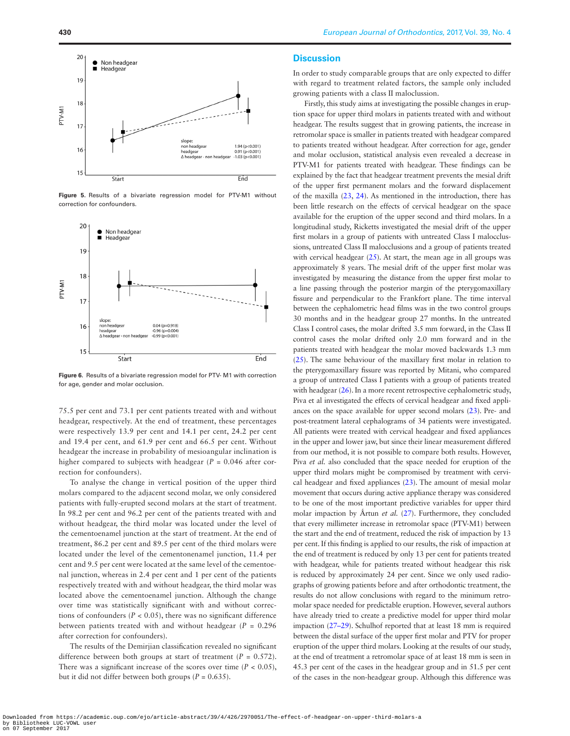Figure 5. Results of a bivariate regression model for PTV-M1 without correction for confounders.

Figure 6. Results of a bivariate regression model for PTV- M1 with correction for age, gender and molar occlusion.

75.5 per cent and 73.1 per cent patients treated with and without headgear, respectively. At the end of treatment, these percentages were respectively 13.9 per cent and 14.1 per cent, 24.2 per cent and 19.4 per cent, and 61.9 per cent and 66.5 per cent. Without headgear the increase in probability of mesioangular inclination is higher compared to subjects with headgear ($P$ = 0.046 after correction for confounders).

To analyse the change in vertical position of the upper third molars compared to the adjacent second molar, we only considered patients with fully-erupted second molars at the start of treatment. In 98.2 per cent and 96.2 per cent of the patients treated with and without headgear, the third molar was located under the level of the cementoenamel junction at the start of treatment. At the end of treatment, 86.2 per cent and 89.5 per cent of the third molars were located under the level of the cementonenamel junction, 11.4 per cent and 9.5 per cent were located at the same level of the cementoenamel junction, whereas in 2.4 per cent and 1 per cent of the patients respectively treated with and without headgear, the third molar was located above the cementoenamel junction. Although the change over time was statistically significant with and without corrections of confounders ($P$ < 0.05), there was no significant difference between patients treated with and without headgear ($P$ = 0.296 after correction for confounders).

The results of the Demirjian classification revealed no significant difference between both groups at start of treatment ($P$ = 0.572). There was a significant increase of the scores over time ($P$ < 0.05), but it did not differ between both groups ($P$ = 0.635).

## Discussion

In order to study comparable groups that are only expected to differ with regard to treatment related factors, the sample only included growing patients with a class II maloclussion.

Firstly, this study aims at investigating the possible changes in eruption space for upper third molars in patients treated with and without headgear. The results suggest that in growing patients, the increase in retromolar space is smaller in patients treated with headgear compared to patients treated without headgear. After correction for age, gender and molar occlusion, statistical analysis even revealed a decrease in PTV-M1 for patients treated with headgear. These findings can be explained by the fact that headgear treatment prevents the mesial drift of the upper first permanent molars and the forward displacement of the maxilla (23, 24). As mentioned in the introduction, there has been little research on the effects of cervical headgear on the space available for the eruption of the upper second and third molars. In a longitudinal study, Ricketts investigated the mesial drift of the upper first molars in a group of patients with untreated Class I malocclusions, untreated Class II malocclusions and a group of patients treated with cervical headgear (25). At start, the mean age in all groups was approximately 8 years. The mesial drift of the upper first molar was investigated by measuring the distance from the upper first molar to a line passing through the posterior margin of the pterygomaxillary fissure and perpendicular to the Frankfort plane. The time interval between the cephalometric head films was in the two control groups 30 months and in the headgear group 27 months. In the untreated Class I control cases, the molar drifted 3.5 mm forward, in the Class II control cases the molar drifted only 2.0 mm forward and in the patients treated with headgear the molar moved backwards 1.3 mm (25). The same behaviour of the maxillary first molar in relation to the pterygomaxillary fissure was reported by Mitani, who compared a group of untreated Class I patients with a group of patients treated with headgear (26). In a more recent retrospective cephalometric study, Piva et al investigated the effects of cervical headgear and fixed appliances on the space available for upper second molars (23). Pre- and post-treatment lateral cephalograms of 34 patients were investigated. All patients were treated with cervical headgear and fixed appliances in the upper and lower jaw, but since their linear measurement differed from our method, it is not possible to compare both results. However, Piva *et al.* also concluded that the space needed for eruption of the upper third molars might be compromised by treatment with cervical headgear and fixed appliances (23). The amount of mesial molar movement that occurs during active appliance therapy was considered to be one of the most important predictive variables for upper third molar impaction by Årtun *et al.* (27). Furthermore, they concluded that every millimeter increase in retromolar space (PTV-M1) between the start and the end of treatment, reduced the risk of impaction by 13 per cent. If this finding is applied to our results, the risk of impaction at the end of treatment is reduced by only 13 per cent for patients treated with headgear, while for patients treated without headgear this risk is reduced by approximately 24 per cent. Since we only used radiographs of growing patients before and after orthodontic treatment, the results do not allow conclusions with regard to the minimum retromolar space needed for predictable eruption. However, several authors have already tried to create a predictive model for upper third molar impaction (27–29). Schulhof reported that at least 18 mm is required between the distal surface of the upper first molar and PTV for proper eruption of the upper third molars. Looking at the results of our study, at the end of treatment a retromolar space of at least 18 mm is seen in 45.3 per cent of the cases in the headgear group and in 51.5 per cent of the cases in the non-headgear group. Although this difference was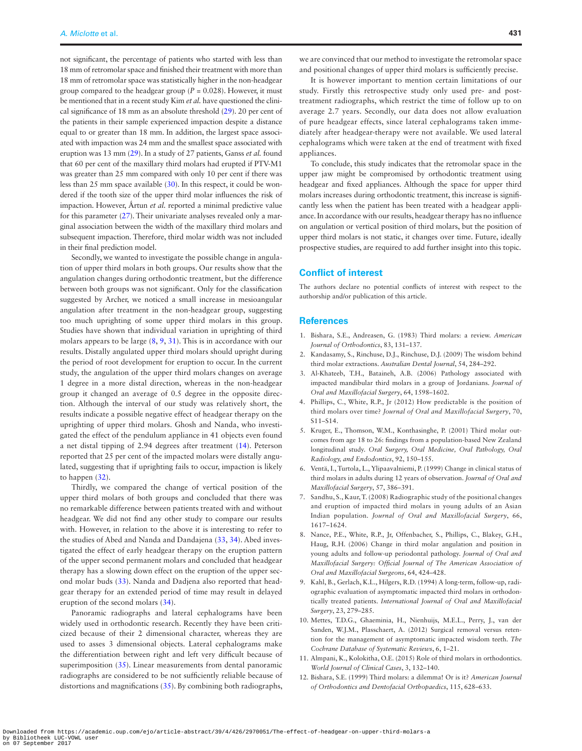not significant, the percentage of patients who started with less than 18 mm of retromolar space and finished their treatment with more than 18 mm of retromolar space was statistically higher in the non-headgear group compared to the headgear group ($P = 0.028$). However, it must be mentioned that in a recent study Kim *et al.* have questioned the clinical significance of 18 mm as an absolute threshold (29). 20 per cent of the patients in their sample experienced impaction despite a distance equal to or greater than 18 mm. In addition, the largest space associated with impaction was 24 mm and the smallest space associated with eruption was 13 mm (29). In a study of 27 patients, Ganss *et al.* found that 60 per cent of the maxillary third molars had erupted if PTV-M1 was greater than 25 mm compared with only 10 per cent if there was less than 25 mm space available (30). In this respect, it could be wondered if the tooth size of the upper third molar influences the risk of impaction. However, Årtun *et al.* reported a minimal predictive value for this parameter (27). Their univariate analyses revealed only a marginal association between the width of the maxillary third molars and subsequent impaction. Therefore, third molar width was not included in their final prediction model.

Secondly, we wanted to investigate the possible change in angulation of upper third molars in both groups. Our results show that the angulation changes during orthodontic treatment, but the difference between both groups was not significant. Only for the classification suggested by Archer, we noticed a small increase in mesioangular angulation after treatment in the non-headgear group, suggesting too much uprighting of some upper third molars in this group. Studies have shown that individual variation in uprighting of third molars appears to be large (8, 9, 31). This is in accordance with our results. Distally angulated upper third molars should upright during the period of root development for eruption to occur. In the current study, the angulation of the upper third molars changes on average 1 degree in a more distal direction, whereas in the non-headgear group it changed an average of 0.5 degree in the opposite direction. Although the interval of our study was relatively short, the results indicate a possible negative effect of headgear therapy on the uprighting of upper third molars. Ghosh and Nanda, who investigated the effect of the pendulum appliance in 41 objects even found a net distal tipping of 2.94 degrees after treatment (14). Peterson reported that 25 per cent of the impacted molars were distally angulated, suggesting that if uprighting fails to occur, impaction is likely to happen (32).

Thirdly, we compared the change of vertical position of the upper third molars of both groups and concluded that there was no remarkable difference between patients treated with and without headgear. We did not find any other study to compare our results with. However, in relation to the above it is interesting to refer to the studies of Abed and Nanda and Dandajena (33, 34). Abed investigated the effect of early headgear therapy on the eruption pattern of the upper second permanent molars and concluded that headgear therapy has a slowing down effect on the eruption of the upper second molar buds (33). Nanda and Dadjena also reported that headgear therapy for an extended period of time may result in delayed eruption of the second molars (34).

Panoramic radiographs and lateral cephalograms have been widely used in orthodontic research. Recently they have been criticized because of their 2 dimensional character, whereas they are used to asses 3 dimensional objects. Lateral cephalograms make the differentiation between right and left very difficult because of superimposition (35). Linear measurements from dental panoramic radiographs are considered to be not sufficiently reliable because of distortions and magnifications (35). By combining both radiographs, we are convinced that our method to investigate the retromolar space and positional changes of upper third molars is sufficiently precise.

It is however important to mention certain limitations of our study. Firstly this retrospective study only used pre- and post-treatment radiographs, which restrict the time of follow up to on average 2.7 years. Secondly, our data does not allow evaluation of pure headgear effects, since lateral cephalograms taken immediately after headgear-therapy were not available. We used lateral cephalograms which were taken at the end of treatment with fixed appliances.

To conclude, this study indicates that the retromolar space in the upper jaw might be compromised by orthodontic treatment using headgear and fixed appliances. Although the space for upper third molars increases during orthodontic treatment, this increase is significantly less when the patient has been treated with a headgear appliance. In accordance with our results, headgear therapy has no influence on angulation or vertical position of third molars, but the position of upper third molars is not static, it changes over time. Future, ideally prospective studies, are required to add further insight into this topic.

## Conflict of interest

The authors declare no potential conflicts of interest with respect to the authorship and/or publication of this article.

## References

1. Bishara, S.E., Andreasen, G. (1983) Third molars: a review. *American Journal of Orthodontics*, 83, 131–137.
2. Kandasamy, S., Rinchuse, D.J., Rinchuse, D.J. (2009) The wisdom behind third molar extractions. *Australian Dental Journal*, 54, 284–292.
3. Al-Khateeb, T.H., Bataineh, A.B. (2006) Pathology associated with impacted mandibular third molars in a group of Jordanians. *Journal of Oral and Maxillofacial Surgery*, 64, 1598–1602.
4. Phillips, C., White, R.P., Jr (2012) How predictable is the position of third molars over time? *Journal of Oral and Maxillofacial Surgery*, 70, S11–S14.
5. Kruger, E., Thomson, W.M., Konthasinghe, P. (2001) Third molar outcomes from age 18 to 26: findings from a population-based New Zealand longitudinal study. *Oral Surgery, Oral Medicine, Oral Pathology, Oral Radiology, and Endodontics*, 92, 150–155.
6. Ventä, I., Turtola, L., Ylipaavalniemi, P. (1999) Change in clinical status of third molars in adults during 12 years of observation. *Journal of Oral and Maxillofacial Surgery*, 57, 386–391.
7. Sandhu, S., Kaur, T. (2008) Radiographic study of the positional changes and eruption of impacted third molars in young adults of an Asian Indian population. *Journal of Oral and Maxillofacial Surgery*, 66, 1617–1624.
8. Nance, P.E., White, R.P., Jr, Offenbacher, S., Phillips, C., Blakey, G.H., Haug, R.H. (2006) Change in third molar angulation and position in young adults and follow-up periodontal pathology. *Journal of Oral and Maxillofacial Surgery: Official Journal of The American Association of Oral and Maxillofacial Surgeons*, 64, 424–428.
9. Kahl, B., Gerlach, K.L., Hilgers, R.D. (1994) A long-term, follow-up, radiographic evaluation of asymptomatic impacted third molars in orthodontically treated patients. *International Journal of Oral and Maxillofacial Surgery*, 23, 279–285.
10. Mettes, T.D.G., Ghaeminia, H., Nienhuijs, M.E.L., Perry, J., van der Sanden, W.J.M., Plasschaert, A. (2012) Surgical removal versus retention for the management of asymptomatic impacted wisdom teeth. *The Cochrane Database of Systematic Reviews*, 6, 1–21.
11. Almpani, K., Kolokitha, O.E. (2015) Role of third molars in orthodontics. *World Journal of Clinical Cases*, 3, 132–140.
12. Bishara, S.E. (1999) Third molars: a dilemma! Or is it? *American Journal of Orthodontics and Dentofacial Orthopaedics*, 115, 628–633.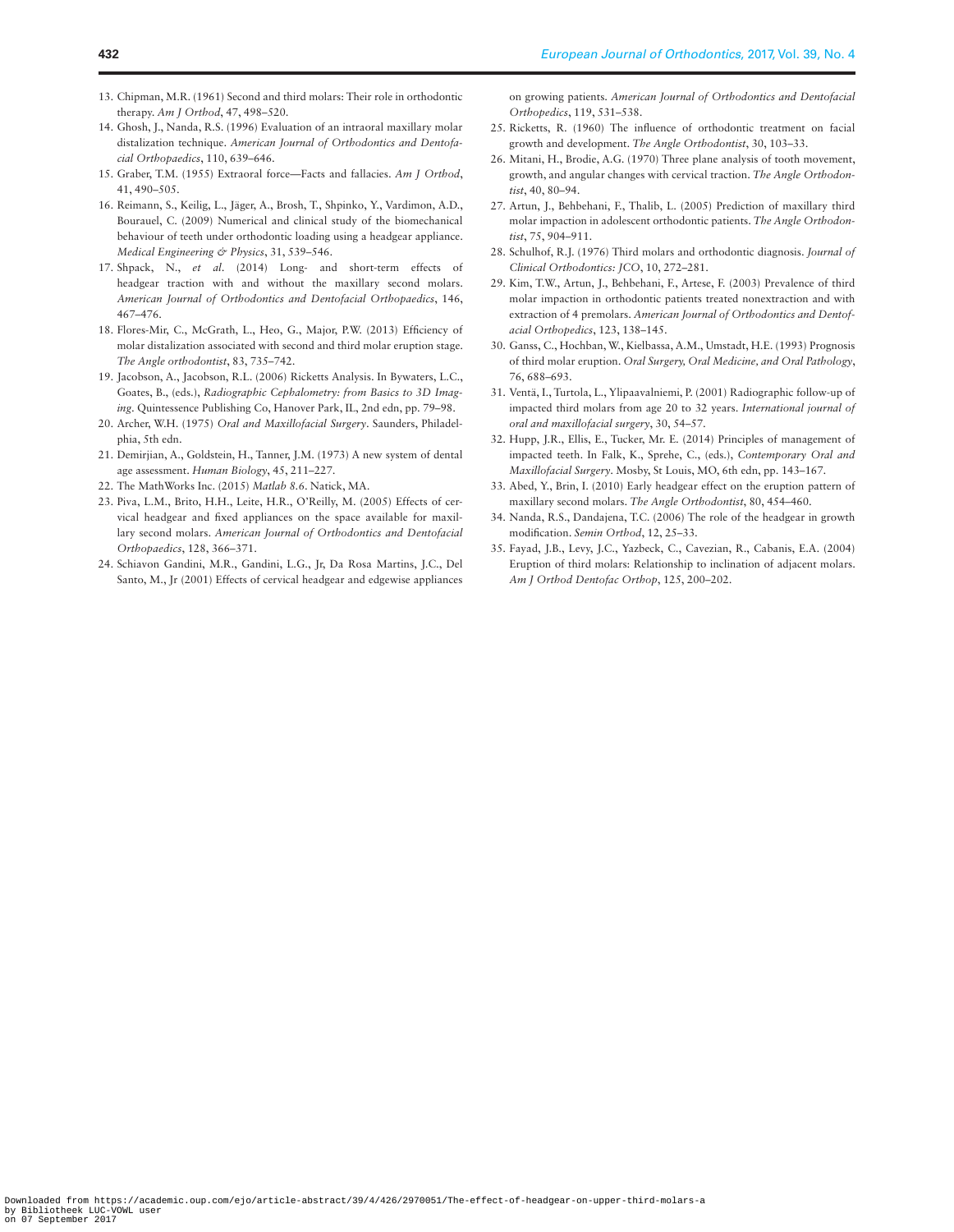13. Chipman, M.R. (1961) Second and third molars: Their role in orthodontic therapy. *Am J Orthod*, 47, 498–520.
14. Ghosh, J., Nanda, R.S. (1996) Evaluation of an intraoral maxillary molar distalization technique. *American Journal of Orthodontics and Dentofacial Orthopaedics*, 110, 639–646.
15. Graber, T.M. (1955) Extraoral force—Facts and fallacies. *Am J Orthod*, 41, 490–505.
16. Reimann, S., Keilig, L., Jäger, A., Brosh, T., Shpinko, Y., Vardimon, A.D., Bourauel, C. (2009) Numerical and clinical study of the biomechanical behaviour of teeth under orthodontic loading using a headgear appliance. *Medical Engineering & Physics*, 31, 539–546.
17. Shpack, N., *et al.* (2014) Long- and short-term effects of headgear traction with and without the maxillary second molars. *American Journal of Orthodontics and Dentofacial Orthopaedics*, 146, 467–476.
18. Flores-Mir, C., McGrath, L., Heo, G., Major, P.W. (2013) Efficiency of molar distalization associated with second and third molar eruption stage. *The Angle orthodontist*, 83, 735–742.
19. Jacobson, A., Jacobson, R.L. (2006) Ricketts Analysis. In Bywaters, L.C., Goates, B., (eds.), *Radiographic Cephalometry: from Basics to 3D Imaging*. Quintessence Publishing Co, Hanover Park, IL, 2nd edn, pp. 79–98.
20. Archer, W.H. (1975) *Oral and Maxillofacial Surgery*. Saunders, Philadelphia, 5th edn.
21. Demirjian, A., Goldstein, H., Tanner, J.M. (1973) A new system of dental age assessment. *Human Biology*, 45, 211–227.
22. The MathWorks Inc. (2015) *Matlab 8.6*. Natick, MA.
23. Piva, L.M., Brito, H.H., Leite, H.R., O'Reilly, M. (2005) Effects of cervical headgear and fixed appliances on the space available for maxillary second molars. *American Journal of Orthodontics and Dentofacial Orthopaedics*, 128, 366–371.
24. Schiavon Gandini, M.R., Gandini, L.G., Jr, Da Rosa Martins, J.C., Del Santo, M., Jr (2001) Effects of cervical headgear and edgewise appliances on growing patients. *American Journal of Orthodontics and Dentofacial Orthopedics*, 119, 531–538.
25. Ricketts, R. (1960) The influence of orthodontic treatment on facial growth and development. *The Angle Orthodontist*, 30, 103–33.
26. Mitani, H., Brodie, A.G. (1970) Three plane analysis of tooth movement, growth, and angular changes with cervical traction. *The Angle Orthodontist*, 40, 80–94.
27. Artun, J., Behbehani, F., Thalib, L. (2005) Prediction of maxillary third molar impaction in adolescent orthodontic patients. *The Angle Orthodontist*, 75, 904–911.
28. Schulhof, R.J. (1976) Third molars and orthodontic diagnosis. *Journal of Clinical Orthodontics: JCO*, 10, 272–281.
29. Kim, T.W., Artun, J., Behbehani, F., Artese, F. (2003) Prevalence of third molar impaction in orthodontic patients treated nonextraction and with extraction of 4 premolars. *American Journal of Orthodontics and Dentofacial Orthopedics*, 123, 138–145.
30. Ganss, C., Hochban, W., Kielbassa, A.M., Umstadt, H.E. (1993) Prognosis of third molar eruption. *Oral Surgery, Oral Medicine, and Oral Pathology*, 76, 688–693.
31. Ventä, I., Turtola, L., Ylipaavalniemi, P. (2001) Radiographic follow-up of impacted third molars from age 20 to 32 years. *International journal of oral and maxillofacial surgery*, 30, 54–57.
32. Hupp, J.R., Ellis, E., Tucker, Mr. E. (2014) Principles of management of impacted teeth. In Falk, K., Sprehe, C., (eds.), *Contemporary Oral and Maxillofacial Surgery*. Mosby, St Louis, MO, 6th edn, pp. 143–167.
33. Abed, Y., Brin, I. (2010) Early headgear effect on the eruption pattern of maxillary second molars. *The Angle Orthodontist*, 80, 454–460.
34. Nanda, R.S., Dandajena, T.C. (2006) The role of the headgear in growth modification. *Semin Orthod*, 12, 25–33.
35. Fayad, J.B., Levy, J.C., Yazbeck, C., Cavezian, R., Cabanis, E.A. (2004) Eruption of third molars: Relationship to inclination of adjacent molars. *Am J Orthod Dentofac Orthop*, 125, 200–202.